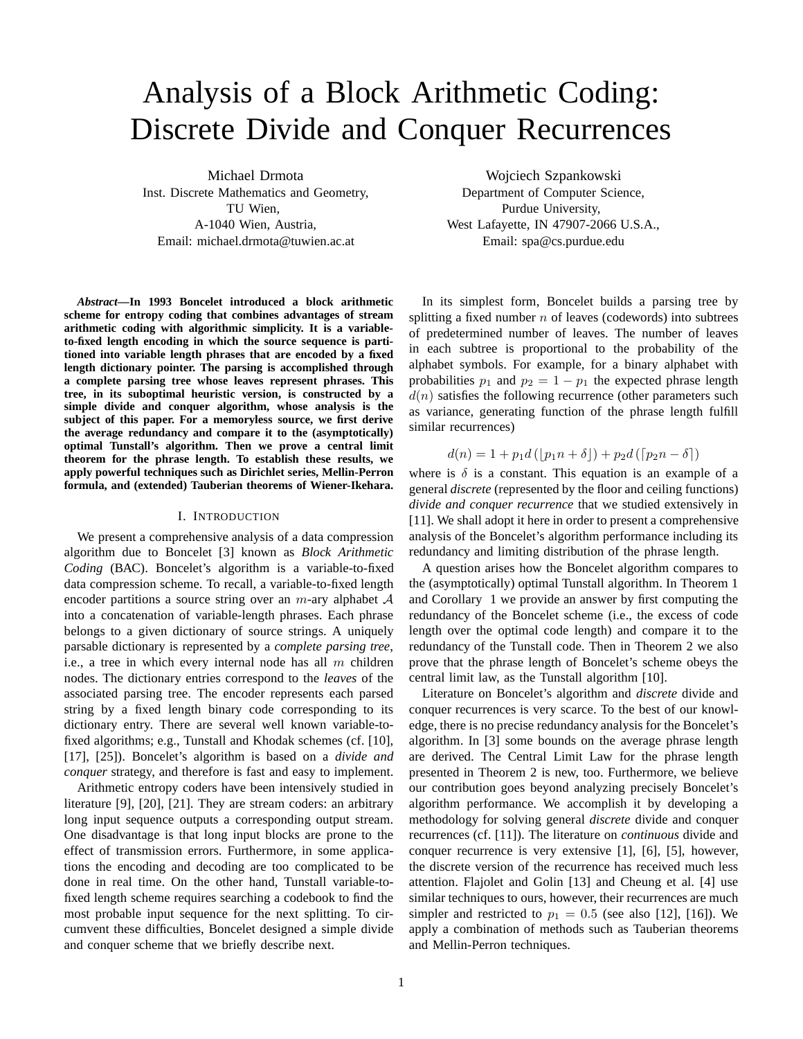// Analysis of a Block Arithmetic Coding: Discrete Divide and Conquer Recurrences

Michael Drmota
Inst. Discrete Mathematics and Geometry,
TU Wien,
A-1040 Wien, Austria,
Email: michael.drmota@tuwien.ac.at

Wojciech Szpankowski
Department of Computer Science,
Purdue University,
West Lafayette, IN 47907-2066 U.S.A.,
Email: spa@cs.purdue.edu

***Abstract*—In 1993 Boncelet introduced a block arithmetic scheme for entropy coding that combines advantages of stream arithmetic coding with algorithmic simplicity. It is a variable-to-fixed length encoding in which the source sequence is partitioned into variable length phrases that are encoded by a fixed length dictionary pointer. The parsing is accomplished through a complete parsing tree whose leaves represent phrases. This tree, in its suboptimal heuristic version, is constructed by a simple divide and conquer algorithm, whose analysis is the subject of this paper. For a memoryless source, we first derive the average redundancy and compare it to the (asymptotically) optimal Tunstall's algorithm. Then we prove a central limit theorem for the phrase length. To establish these results, we apply powerful techniques such as Dirichlet series, Mellin-Perron formula, and (extended) Tauberian theorems of Wiener-Ikehara.**

## I. Introduction

We present a comprehensive analysis of a data compression algorithm due to Boncelet [3] known as *Block Arithmetic Coding* (BAC). Boncelet's algorithm is a variable-to-fixed data compression scheme. To recall, a variable-to-fixed length encoder partitions a source string over an $m$-ary alphabet $\mathcal{A}$ into a concatenation of variable-length phrases. Each phrase belongs to a given dictionary of source strings. A uniquely parsable dictionary is represented by a *complete parsing tree*, i.e., a tree in which every internal node has all $m$ children nodes. The dictionary entries correspond to the *leaves* of the associated parsing tree. The encoder represents each parsed string by a fixed length binary code corresponding to its dictionary entry. There are several well known variable-to-fixed algorithms; e.g., Tunstall and Khodak schemes (cf. [10], [17], [25]). Boncelet's algorithm is based on a *divide and conquer* strategy, and therefore is fast and easy to implement.

Arithmetic entropy coders have been intensively studied in literature [9], [20], [21]. They are stream coders: an arbitrary long input sequence outputs a corresponding output stream. One disadvantage is that long input blocks are prone to the effect of transmission errors. Furthermore, in some applications the encoding and decoding are too complicated to be done in real time. On the other hand, Tunstall variable-to-fixed length scheme requires searching a codebook to find the most probable input sequence for the next splitting. To circumvent these difficulties, Boncelet designed a simple divide and conquer scheme that we briefly describe next.

In its simplest form, Boncelet builds a parsing tree by splitting a fixed number $n$ of leaves (codewords) into subtrees of predetermined number of leaves. The number of leaves in each subtree is proportional to the probability of the alphabet symbols. For example, for a binary alphabet with probabilities $p_1$ and $p_2 = 1 - p_1$ the expected phrase length $d(n)$ satisfies the following recurrence (other parameters such as variance, generating function of the phrase length fulfill similar recurrences)

$$d(n) = 1 + p_1 d\left(\lfloor p_1 n + \delta \rfloor\right) + p_2 d\left(\lceil p_2 n - \delta \rceil\right)$$

where is $\delta$ is a constant. This equation is an example of a general *discrete* (represented by the floor and ceiling functions) *divide and conquer recurrence* that we studied extensively in [11]. We shall adopt it here in order to present a comprehensive analysis of the Boncelet's algorithm performance including its redundancy and limiting distribution of the phrase length.

A question arises how the Boncelet algorithm compares to the (asymptotically) optimal Tunstall algorithm. In Theorem 1 and Corollary 1 we provide an answer by first computing the redundancy of the Boncelet scheme (i.e., the excess of code length over the optimal code length) and compare it to the redundancy of the Tunstall code. Then in Theorem 2 we also prove that the phrase length of Boncelet's scheme obeys the central limit law, as the Tunstall algorithm [10].

Literature on Boncelet's algorithm and *discrete* divide and conquer recurrences is very scarce. To the best of our knowledge, there is no precise redundancy analysis for the Boncelet's algorithm. In [3] some bounds on the average phrase length are derived. The Central Limit Law for the phrase length presented in Theorem 2 is new, too. Furthermore, we believe our contribution goes beyond analyzing precisely Boncelet's algorithm performance. We accomplish it by developing a methodology for solving general *discrete* divide and conquer recurrences (cf. [11]). The literature on *continuous* divide and conquer recurrence is very extensive [1], [6], [5], however, the discrete version of the recurrence has received much less attention. Flajolet and Golin [13] and Cheung et al. [4] use similar techniques to ours, however, their recurrences are much simpler and restricted to $p_1 = 0.5$ (see also [12], [16]). We apply a combination of methods such as Tauberian theorems and Mellin-Perron techniques.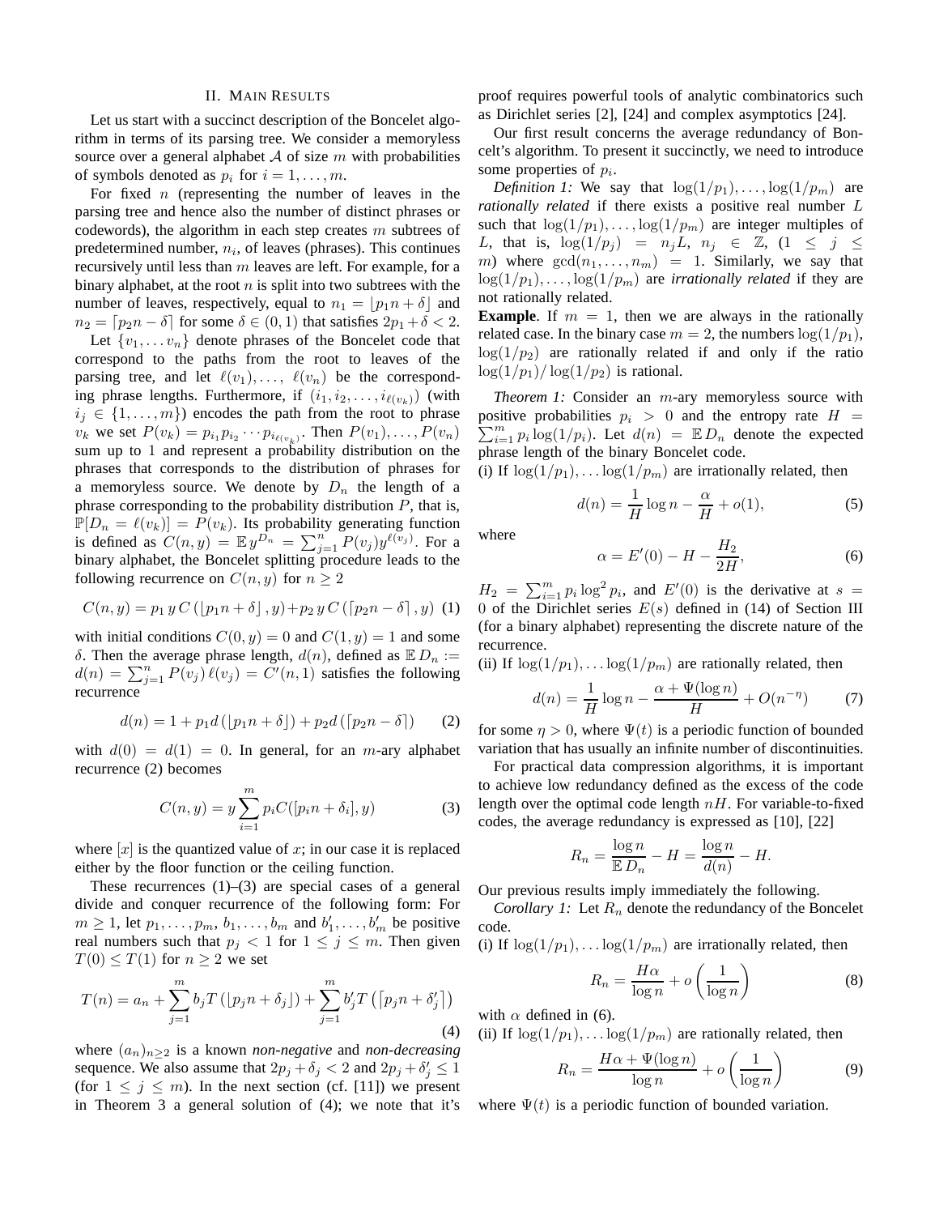## II. Main Results

Let us start with a succinct description of the Boncelet algorithm in terms of its parsing tree. We consider a memoryless source over a general alphabet $\mathcal{A}$ of size $m$ with probabilities of symbols denoted as $p_i$ for $i = 1, \ldots, m$.

For fixed $n$ (representing the number of leaves in the parsing tree and hence also the number of distinct phrases or codewords), the algorithm in each step creates $m$ subtrees of predetermined number, $n_i$, of leaves (phrases). This continues recursively until less than $m$ leaves are left. For example, for a binary alphabet, at the root $n$ is split into two subtrees with the number of leaves, respectively, equal to $n_1 = \lfloor p_1 n + \delta \rfloor$ and $n_2 = \lceil p_2 n - \delta \rceil$ for some $\delta \in (0,1)$ that satisfies $2p_1 + \delta < 2$.

Let $\{v_1, \ldots v_n\}$ denote phrases of the Boncelet code that correspond to the paths from the root to leaves of the parsing tree, and let $\ell(v_1), \ldots, \ell(v_n)$ be the corresponding phrase lengths. Furthermore, if $(i_1, i_2, \ldots, i_{\ell(v_k)})$ (with $i_j \in \{1, \ldots, m\}$) encodes the path from the root to phrase $v_k$ we set $P(v_k) = p_{i_1} p_{i_2} \cdots p_{i_{\ell(v_k)}}$. Then $P(v_1), \ldots, P(v_n)$ sum up to 1 and represent a probability distribution on the phrases that corresponds to the distribution of phrases for a memoryless source. We denote by $D_n$ the length of a phrase corresponding to the probability distribution $P$, that is, $\mathbb{P}[D_n = \ell(v_k)] = P(v_k)$. Its probability generating function is defined as $C(n, y) = \mathbb{E}\, y^{D_n} = \sum_{j=1}^{n} P(v_j) y^{\ell(v_j)}$. For a binary alphabet, the Boncelet splitting procedure leads to the following recurrence on $C(n, y)$ for $n \geq 2$

$$C(n,y) = p_1\, y\, C\left(\lfloor p_1 n + \delta \rfloor, y\right) + p_2\, y\, C\left(\lceil p_2 n - \delta \rceil, y\right) \quad (1)$$

with initial conditions $C(0, y) = 0$ and $C(1, y) = 1$ and some $\delta$. Then the average phrase length, $d(n)$, defined as $\mathbb{E}\, D_n := d(n) = \sum_{j=1}^{n} P(v_j)\, \ell(v_j) = C'(n, 1)$ satisfies the following recurrence

$$d(n) = 1 + p_1 d\left(\lfloor p_1 n + \delta \rfloor\right) + p_2 d\left(\lceil p_2 n - \delta \rceil\right) \quad (2)$$

with $d(0) = d(1) = 0$. In general, for an $m$-ary alphabet recurrence (2) becomes

$$C(n, y) = y \sum_{i=1}^{m} p_i C([p_i n + \delta_i], y) \quad (3)$$

where $[x]$ is the quantized value of $x$; in our case it is replaced either by the floor function or the ceiling function.

These recurrences (1)–(3) are special cases of a general divide and conquer recurrence of the following form: For $m \geq 1$, let $p_1, \ldots, p_m$, $b_1, \ldots, b_m$ and $b'_1, \ldots, b'_m$ be positive real numbers such that $p_j < 1$ for $1 \leq j \leq m$. Then given $T(0) \leq T(1)$ for $n \geq 2$ we set

$$T(n) = a_n + \sum_{j=1}^{m} b_j T\left(\lfloor p_j n + \delta_j \rfloor\right) + \sum_{j=1}^{m} b'_j T\left(\lceil p_j n + \delta'_j \rceil\right) \quad (4)$$

where $(a_n)_{n \geq 2}$ is a known *non-negative* and *non-decreasing* sequence. We also assume that $2p_j + \delta_j < 2$ and $2p_j + \delta'_j \leq 1$ (for $1 \leq j \leq m$). In the next section (cf. [11]) we present in Theorem 3 a general solution of (4); we note that it's proof requires powerful tools of analytic combinatorics such as Dirichlet series [2], [24] and complex asymptotics [24].

Our first result concerns the average redundancy of Boncelt's algorithm. To present it succinctly, we need to introduce some properties of $p_i$.

*Definition 1:* We say that $\log(1/p_1), \ldots, \log(1/p_m)$ are *rationally related* if there exists a positive real number $L$ such that $\log(1/p_1), \ldots, \log(1/p_m)$ are integer multiples of $L$, that is, $\log(1/p_j) = n_j L$, $n_j \in \mathbb{Z}$, $(1 \leq j \leq m)$ where $\gcd(n_1, \ldots, n_m) = 1$. Similarly, we say that $\log(1/p_1), \ldots, \log(1/p_m)$ are *irrationally related* if they are not rationally related.

**Example**. If $m = 1$, then we are always in the rationally related case. In the binary case $m = 2$, the numbers $\log(1/p_1)$, $\log(1/p_2)$ are rationally related if and only if the ratio $\log(1/p_1)/\log(1/p_2)$ is rational.

*Theorem 1:* Consider an $m$-ary memoryless source with positive probabilities $p_i > 0$ and the entropy rate $H = \sum_{i=1}^{m} p_i \log(1/p_i)$. Let $d(n) = \mathbb{E}\, D_n$ denote the expected phrase length of the binary Boncelet code.

(i) If $\log(1/p_1), \ldots \log(1/p_m)$ are irrationally related, then

$$d(n) = \frac{1}{H} \log n - \frac{\alpha}{H} + o(1), \quad (5)$$

where

$$\alpha = E'(0) - H - \frac{H_2}{2H}, \quad (6)$$

$H_2 = \sum_{i=1}^{m} p_i \log^2 p_i$, and $E'(0)$ is the derivative at $s = 0$ of the Dirichlet series $E(s)$ defined in (14) of Section III (for a binary alphabet) representing the discrete nature of the recurrence.

(ii) If $\log(1/p_1), \ldots \log(1/p_m)$ are rationally related, then

$$d(n) = \frac{1}{H} \log n - \frac{\alpha + \Psi(\log n)}{H} + O(n^{-\eta}) \quad (7)$$

for some $\eta > 0$, where $\Psi(t)$ is a periodic function of bounded variation that has usually an infinite number of discontinuities.

For practical data compression algorithms, it is important to achieve low redundancy defined as the excess of the code length over the optimal code length $nH$. For variable-to-fixed codes, the average redundancy is expressed as [10], [22]

$$R_n = \frac{\log n}{\mathbb{E}\, D_n} - H = \frac{\log n}{d(n)} - H.$$

Our previous results imply immediately the following.

*Corollary 1:* Let $R_n$ denote the redundancy of the Boncelet code.

(i) If $\log(1/p_1), \ldots \log(1/p_m)$ are irrationally related, then

$$R_n = \frac{H\alpha}{\log n} + o\left(\frac{1}{\log n}\right) \quad (8)$$

with $\alpha$ defined in (6).

(ii) If $\log(1/p_1), \ldots \log(1/p_m)$ are rationally related, then

$$R_n = \frac{H\alpha + \Psi(\log n)}{\log n} + o\left(\frac{1}{\log n}\right) \quad (9)$$

where $\Psi(t)$ is a periodic function of bounded variation.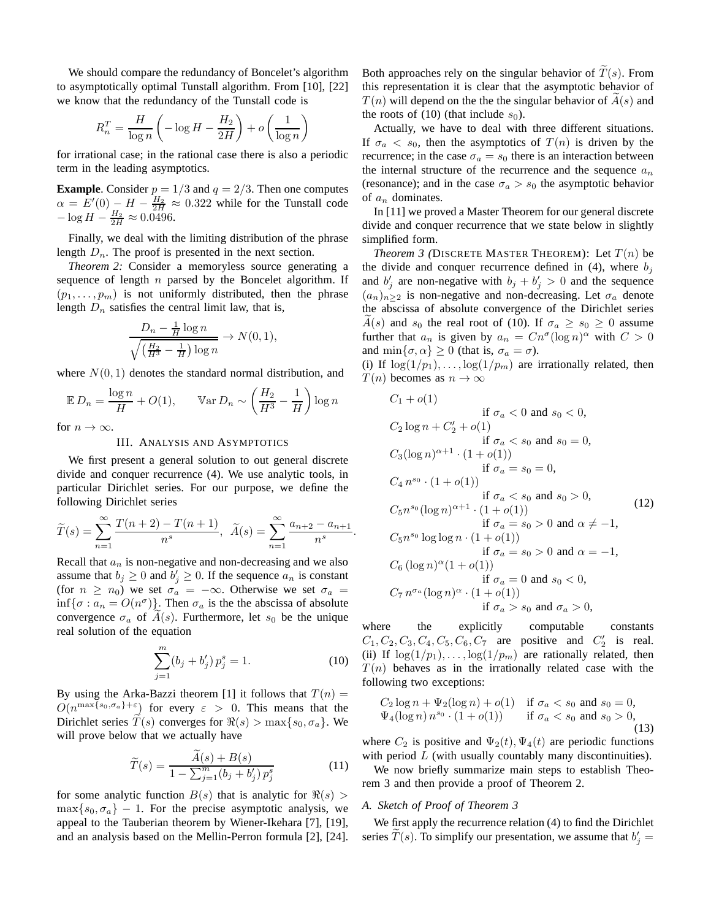We should compare the redundancy of Boncelet's algorithm to asymptotically optimal Tunstall algorithm. From [10], [22] we know that the redundancy of the Tunstall code is

$$R_n^T = \frac{H}{\log n}\left(-\log H - \frac{H_2}{2H}\right) + o\left(\frac{1}{\log n}\right)$$

for irrational case; in the rational case there is also a periodic term in the leading asymptotics.

**Example**. Consider $p = 1/3$ and $q = 2/3$. Then one computes $\alpha = E'(0) - H - \frac{H_2}{2H} \approx 0.322$ while for the Tunstall code $-\log H - \frac{H_2}{2H} \approx 0.0496$.

Finally, we deal with the limiting distribution of the phrase length $D_n$. The proof is presented in the next section.

*Theorem 2:* Consider a memoryless source generating a sequence of length $n$ parsed by the Boncelet algorithm. If $(p_1, \ldots, p_m)$ is not uniformly distributed, then the phrase length $D_n$ satisfies the central limit law, that is,

$$\frac{D_n - \frac{1}{H}\log n}{\sqrt{\left(\frac{H_2}{H^3} - \frac{1}{H}\right)\log n}} \to N(0,1),$$

where $N(0,1)$ denotes the standard normal distribution, and

$$\mathbb{E}\, D_n = \frac{\log n}{H} + O(1), \qquad \mathbb{V}\mathrm{ar}\, D_n \sim \left(\frac{H_2}{H^3} - \frac{1}{H}\right)\log n$$

for $n \to \infty$.

## III. Analysis and Asymptotics

We first present a general solution to out general discrete divide and conquer recurrence (4). We use analytic tools, in particular Dirichlet series. For our purpose, we define the following Dirichlet series

$$\widetilde{T}(s) = \sum_{n=1}^{\infty} \frac{T(n+2) - T(n+1)}{n^s}, \quad \widetilde{A}(s) = \sum_{n=1}^{\infty} \frac{a_{n+2} - a_{n+1}}{n^s}.$$

Recall that $a_n$ is non-negative and non-decreasing and we also assume that $b_j \ge 0$ and $b'_j \ge 0$. If the sequence $a_n$ is constant (for $n \ge n_0$) we set $\sigma_a = -\infty$. Otherwise we set $\sigma_a = \inf\{\sigma : a_n = O(n^\sigma)\}$. Then $\sigma_a$ is the the abscissa of absolute convergence $\sigma_a$ of $\widetilde{A}(s)$. Furthermore, let $s_0$ be the unique real solution of the equation

$$\sum_{j=1}^{m} (b_j + b'_j)\, p_j^s = 1. \tag{10}$$

By using the Arka-Bazzi theorem [1] it follows that $T(n) = O(n^{\max\{s_0,\sigma_a\}+\varepsilon})$ for every $\varepsilon > 0$. This means that the Dirichlet series $\widetilde{T}(s)$ converges for $\Re(s) > \max\{s_0, \sigma_a\}$. We will prove below that we actually have

$$\widetilde{T}(s) = \frac{\widetilde{A}(s) + B(s)}{1 - \sum_{j=1}^{m} (b_j + b'_j)\, p_j^s} \tag{11}$$

for some analytic function $B(s)$ that is analytic for $\Re(s) > \max\{s_0, \sigma_a\} - 1$. For the precise asymptotic analysis, we appeal to the Tauberian theorem by Wiener-Ikehara [7], [19], and an analysis based on the Mellin-Perron formula [2], [24]. Both approaches rely on the singular behavior of $\widetilde{T}(s)$. From this representation it is clear that the asymptotic behavior of $T(n)$ will depend on the the the singular behavior of $\widetilde{A}(s)$ and the roots of (10) (that include $s_0$).

Actually, we have to deal with three different situations. If $\sigma_a < s_0$, then the asymptotics of $T(n)$ is driven by the recurrence; in the case $\sigma_a = s_0$ there is an interaction between the internal structure of the recurrence and the sequence $a_n$ (resonance); and in the case $\sigma_a > s_0$ the asymptotic behavior of $a_n$ dominates.

In [11] we proved a Master Theorem for our general discrete divide and conquer recurrence that we state below in slightly simplified form.

*Theorem 3 (*Discrete Master Theorem*):* Let $T(n)$ be the divide and conquer recurrence defined in (4), where $b_j$ and $b'_j$ are non-negative with $b_j + b'_j > 0$ and the sequence $(a_n)_{n\ge 2}$ is non-negative and non-decreasing. Let $\sigma_a$ denote the abscissa of absolute convergence of the Dirichlet series $\widetilde{A}(s)$ and $s_0$ the real root of (10). If $\sigma_a \ge s_0 \ge 0$ assume further that $a_n$ is given by $a_n = Cn^\sigma(\log n)^\alpha$ with $C > 0$ and $\min\{\sigma, \alpha\} \ge 0$ (that is, $\sigma_a = \sigma$).

(i) If $\log(1/p_1), \ldots, \log(1/p_m)$ are irrationally related, then $T(n)$ becomes as $n \to \infty$

$$\begin{array}{ll}
C_1 + o(1) & \text{if } \sigma_a < 0 \text{ and } s_0 < 0, \\
C_2 \log n + C'_2 + o(1) & \text{if } \sigma_a < s_0 \text{ and } s_0 = 0, \\
C_3 (\log n)^{\alpha+1} \cdot (1 + o(1)) & \text{if } \sigma_a = s_0 = 0, \\
C_4\, n^{s_0} \cdot (1 + o(1)) & \text{if } \sigma_a < s_0 \text{ and } s_0 > 0, \\
C_5 n^{s_0} (\log n)^{\alpha+1} \cdot (1 + o(1)) & \text{if } \sigma_a = s_0 > 0 \text{ and } \alpha \ne -1, \\
C_5 n^{s_0} \log\log n \cdot (1 + o(1)) & \text{if } \sigma_a = s_0 > 0 \text{ and } \alpha = -1, \\
C_6\, (\log n)^\alpha (1 + o(1)) & \text{if } \sigma_a = 0 \text{ and } s_0 < 0, \\
C_7\, n^{\sigma_a} (\log n)^\alpha \cdot (1 + o(1)) & \text{if } \sigma_a > s_0 \text{ and } \sigma_a > 0,
\end{array} \tag{12}$$

where the explicitly computable constants $C_1, C_2, C_3, C_4, C_5, C_6, C_7$ are positive and $C'_2$ is real.

(ii) If $\log(1/p_1), \ldots, \log(1/p_m)$ are rationally related, then $T(n)$ behaves as in the irrationally related case with the following two exceptions:

$$\begin{array}{ll}
C_2 \log n + \Psi_2(\log n) + o(1) & \text{if } \sigma_a < s_0 \text{ and } s_0 = 0, \\
\Psi_4(\log n)\, n^{s_0} \cdot (1 + o(1)) & \text{if } \sigma_a < s_0 \text{ and } s_0 > 0,
\end{array} \tag{13}$$

where $C_2$ is positive and $\Psi_2(t), \Psi_4(t)$ are periodic functions with period $L$ (with usually countably many discontinuities).

We now briefly summarize main steps to establish Theorem 3 and then provide a proof of Theorem 2.

### A. Sketch of Proof of Theorem 3

We first apply the recurrence relation (4) to find the Dirichlet series $\widetilde{T}(s)$. To simplify our presentation, we assume that $b'_j =$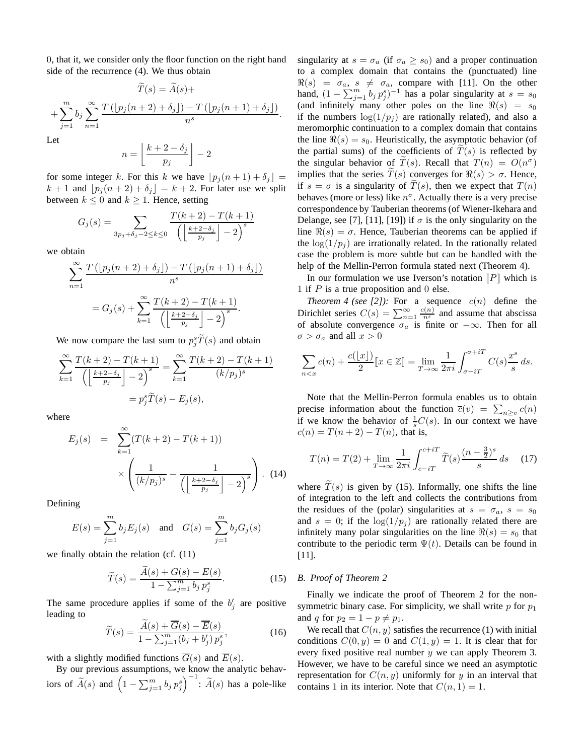0, that it, we consider only the floor function on the right hand side of the recurrence (4). We thus obtain

$$\widetilde{T}(s) = \widetilde{A}(s) +$$

$$+ \sum_{j=1}^{m} b_j \sum_{n=1}^{\infty} \frac{T\left(\lfloor p_j(n+2) + \delta_j \rfloor\right) - T\left(\lfloor p_j(n+1) + \delta_j \rfloor\right)}{n^s}.$$

Let

$$n = \left\lfloor \frac{k+2-\delta_j}{p_j} \right\rfloor - 2$$

for some integer $k$. For this $k$ we have $\lfloor p_j(n+1) + \delta_j \rfloor = k+1$ and $\lfloor p_j(n+2) + \delta_j \rfloor = k+2$. For later use we split between $k \le 0$ and $k \ge 1$. Hence, setting

$$G_j(s) = \sum_{3p_j + \delta_j - 2 \le k \le 0} \frac{T(k+2) - T(k+1)}{\left(\left\lfloor \frac{k+2-\delta_j}{p_j} \right\rfloor - 2\right)^s}$$

we obtain

$$\sum_{n=1}^{\infty} \frac{T\left(\lfloor p_j(n+2) + \delta_j \rfloor\right) - T\left(\lfloor p_j(n+1) + \delta_j \rfloor\right)}{n^s}$$

$$= G_j(s) + \sum_{k=1}^{\infty} \frac{T(k+2) - T(k+1)}{\left(\left\lfloor \frac{k+2-\delta_j}{p_j} \right\rfloor - 2\right)^s}.$$

We now compare the last sum to $p_j^s \widetilde{T}(s)$ and obtain

$$\sum_{k=1}^{\infty} \frac{T(k+2) - T(k+1)}{\left(\left\lfloor \frac{k+2-\delta_j}{p_j} \right\rfloor - 2\right)^s} = \sum_{k=1}^{\infty} \frac{T(k+2) - T(k+1)}{(k/p_j)^s}$$

$$= p_j^s \widetilde{T}(s) - E_j(s),$$

where

$$E_j(s) = \sum_{k=1}^{\infty} (T(k+2) - T(k+1)) \times \left( \frac{1}{(k/p_j)^s} - \frac{1}{\left(\left\lfloor \frac{k+2-\delta_j}{p_j} \right\rfloor - 2\right)^s} \right). \quad (14)$$

Defining

$$E(s) = \sum_{j=1}^{m} b_j E_j(s) \quad \text{and} \quad G(s) = \sum_{j=1}^{m} b_j G_j(s)$$

we finally obtain the relation (cf. (11))

$$\widetilde{T}(s) = \frac{\widetilde{A}(s) + G(s) - E(s)}{1 - \sum_{j=1}^{m} b_j \, p_j^s}. \quad (15)$$

The same procedure applies if some of the $b_j'$ are positive leading to

$$\widetilde{T}(s) = \frac{\widetilde{A}(s) + \overline{G}(s) - \overline{E}(s)}{1 - \sum_{j=1}^{m} (b_j + b_j') \, p_j^s}, \quad (16)$$

with a slightly modified functions $\overline{G}(s)$ and $\overline{E}(s)$.

By our previous assumptions, we know the analytic behaviors of $\widetilde{A}(s)$ and $\left(1 - \sum_{j=1}^{m} b_j \, p_j^s\right)^{-1}$: $\widetilde{A}(s)$ has a pole-like singularity at $s = \sigma_a$ (if $\sigma_a \ge s_0$) and a proper continuation to a complex domain that contains the (punctuated) line $\Re(s) = \sigma_a$, $s \ne \sigma_a$, compare with [11]. On the other hand, $(1 - \sum_{j=1}^{m} b_j \, p_j^s)^{-1}$ has a polar singularity at $s = s_0$ (and infinitely many other poles on the line $\Re(s) = s_0$ if the numbers $\log(1/p_j)$ are rationally related), and also a meromorphic continuation to a complex domain that contains the line $\Re(s) = s_0$. Heuristically, the asymptotic behavior (of the partial sums) of the coefficients of $\widetilde{T}(s)$ is reflected by the singular behavior of $\widetilde{T}(s)$. Recall that $T(n) = O(n^\sigma)$ implies that the series $\widetilde{T}(s)$ converges for $\Re(s) > \sigma$. Hence, if $s = \sigma$ is a singularity of $\widetilde{T}(s)$, then we expect that $T(n)$ behaves (more or less) like $n^\sigma$. Actually there is a very precise correspondence by Tauberian theorems (of Wiener-Ikehara and Delange, see [7], [11], [19]) if $\sigma$ is the only singularity on the line $\Re(s) = \sigma$. Hence, Tauberian theorems can be applied if the $\log(1/p_j)$ are irrationally related. In the rationally related case the problem is more subtle but can be handled with the help of the Mellin-Perron formula stated next (Theorem 4).

In our formulation we use Iverson's notation $[\![P]\!]$ which is 1 if $P$ is a true proposition and 0 else.

*Theorem 4 (see [2]):* For a sequence $c(n)$ define the Dirichlet series $C(s) = \sum_{n=1}^{\infty} \frac{c(n)}{n^s}$ and assume that abscissa of absolute convergence $\sigma_a$ is finite or $-\infty$. Then for all $\sigma > \sigma_a$ and all $x > 0$

$$\sum_{n<x} c(n) + \frac{c(\lfloor x \rfloor)}{2} [\![x \in \mathbb{Z}]\!] = \lim_{T\to\infty} \frac{1}{2\pi i} \int_{\sigma - iT}^{\sigma + iT} C(s) \frac{x^s}{s} \, ds.$$

Note that the Mellin-Perron formula enables us to obtain precise information about the function $\overline{c}(v) = \sum_{n \ge v} c(n)$ if we know the behavior of $\frac{1}{s} C(s)$. In our context we have $c(n) = T(n+2) - T(n)$, that is,

$$T(n) = T(2) + \lim_{T\to\infty} \frac{1}{2\pi i} \int_{c-iT}^{c+iT} \widetilde{T}(s) \frac{(n - \frac{3}{2})^s}{s} \, ds \quad (17)$$

where $\widetilde{T}(s)$ is given by (15). Informally, one shifts the line of integration to the left and collects the contributions from the residues of the (polar) singularities at $s = \sigma_a$, $s = s_0$ and $s = 0$; if the $\log(1/p_j)$ are rationally related there are infinitely many polar singularities on the line $\Re(s) = s_0$ that contribute to the periodic term $\Psi(t)$. Details can be found in [11].

### B. Proof of Theorem 2

Finally we indicate the proof of Theorem 2 for the non-symmetric binary case. For simplicity, we shall write $p$ for $p_1$ and $q$ for $p_2 = 1 - p \ne p_1$.

We recall that $C(n, y)$ satisfies the recurrence (1) with initial conditions $C(0, y) = 0$ and $C(1, y) = 1$. It is clear that for every fixed positive real number $y$ we can apply Theorem 3. However, we have to be careful since we need an asymptotic representation for $C(n, y)$ uniformly for $y$ in an interval that contains 1 in its interior. Note that $C(n, 1) = 1$.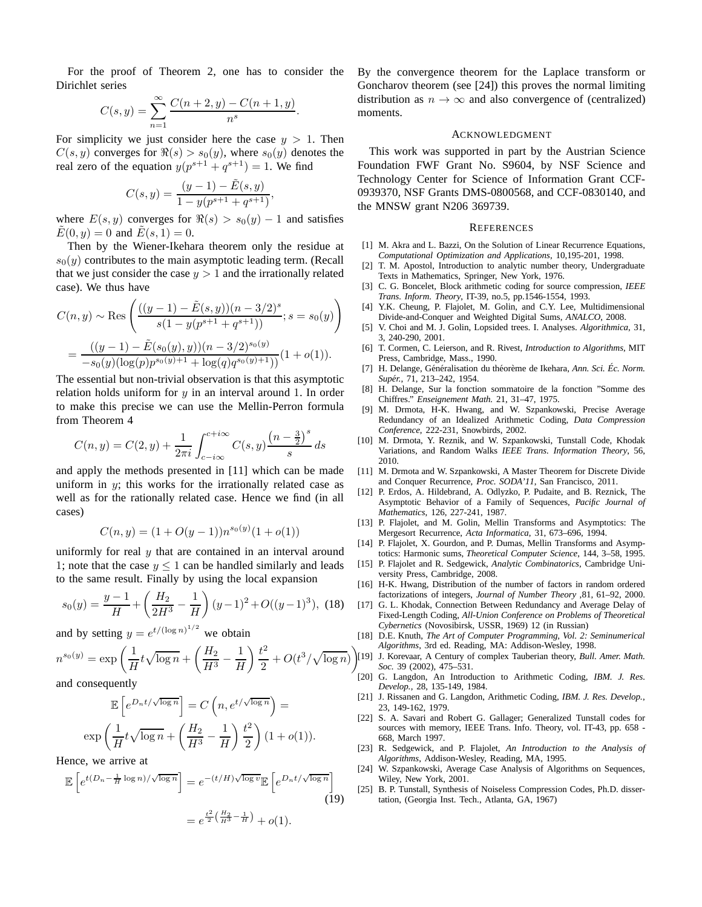For the proof of Theorem 2, one has to consider the Dirichlet series

$$C(s,y) = \sum_{n=1}^{\infty} \frac{C(n+2,y) - C(n+1,y)}{n^s}.$$

For simplicity we just consider here the case $y > 1$. Then $C(s,y)$ converges for $\Re(s) > s_0(y)$, where $s_0(y)$ denotes the real zero of the equation $y(p^{s+1} + q^{s+1}) = 1$. We find

$$C(s,y) = \frac{(y-1) - \tilde{E}(s,y)}{1 - y(p^{s+1} + q^{s+1})},$$

where $E(s,y)$ converges for $\Re(s) > s_0(y) - 1$ and satisfies $\tilde{E}(0,y) = 0$ and $\tilde{E}(s,1) = 0$.

Then by the Wiener-Ikehara theorem only the residue at $s_0(y)$ contributes to the main asymptotic leading term. (Recall that we just consider the case $y > 1$ and the irrationally related case). We thus have

$$C(n,y) \sim \mathrm{Res}\left( \frac{((y-1) - \tilde{E}(s,y))(n-3/2)^s}{s(1 - y(p^{s+1} + q^{s+1}))}; s = s_0(y) \right)$$

$$= \frac{((y-1) - \tilde{E}(s_0(y),y))(n-3/2)^{s_0(y)}}{-s_0(y)(\log(p)p^{s_0(y)+1} + \log(q)q^{s_0(y)+1}))}(1 + o(1)).$$

The essential but non-trivial observation is that this asymptotic relation holds uniform for $y$ in an interval around 1. In order to make this precise we can use the Mellin-Perron formula from Theorem 4

$$C(n,y) = C(2,y) + \frac{1}{2\pi i}\int_{c-i\infty}^{c+i\infty} C(s,y) \frac{\left(n - \frac{3}{2}\right)^s}{s}\, ds$$

and apply the methods presented in [11] which can be made uniform in $y$; this works for the irrationally related case as well as for the rationally related case. Hence we find (in all cases)

$$C(n,y) = (1 + O(y-1))n^{s_0(y)}(1 + o(1))$$

uniformly for real $y$ that are contained in an interval around 1; note that the case $y \le 1$ can be handled similarly and leads to the same result. Finally by using the local expansion

$$s_0(y) = \frac{y-1}{H} + \left(\frac{H_2}{2H^3} - \frac{1}{H}\right)(y-1)^2 + O((y-1)^3), \quad (18)$$

and by setting $y = e^{t/(\log n)^{1/2}}$ we obtain

$$n^{s_0(y)} = \exp\left(\frac{1}{H}t\sqrt{\log n} + \left(\frac{H_2}{H^3} - \frac{1}{H}\right)\frac{t^2}{2} + O(t^3/\sqrt{\log n})\right)$$

and consequently

$$\mathbb{E}\left[e^{D_n t/\sqrt{\log n}}\right] = C\left(n, e^{t/\sqrt{\log n}}\right) =$$

$$\exp\left(\frac{1}{H}t\sqrt{\log n} + \left(\frac{H_2}{H^3} - \frac{1}{H}\right)\frac{t^2}{2}\right)(1 + o(1)).$$

Hence, we arrive at

$$\mathbb{E}\left[e^{t(D_n - \frac{1}{H}\log n)/\sqrt{\log n}}\right] = e^{-(t/H)\sqrt{\log v}}\mathbb{E}\left[e^{D_n t/\sqrt{\log n}}\right] \quad (19)$$

$$= e^{\frac{t^2}{2}\left(\frac{H_2}{H^3} - \frac{1}{H}\right)} + o(1).$$

By the convergence theorem for the Laplace transform or Goncharov theorem (see [24]) this proves the normal limiting distribution as $n \to \infty$ and also convergence of (centralized) moments.

## Acknowledgment

This work was supported in part by the Austrian Science Foundation FWF Grant No. S9604, by NSF Science and Technology Center for Science of Information Grant CCF-0939370, NSF Grants DMS-0800568, and CCF-0830140, and the MNSW grant N206 369739.

## References

[1] M. Akra and L. Bazzi, On the Solution of Linear Recurrence Equations, *Computational Optimization and Applications*, 10,195-201, 1998.

[2] T. M. Apostol, Introduction to analytic number theory, Undergraduate Texts in Mathematics, Springer, New York, 1976.

[3] C. G. Boncelet, Block arithmetic coding for source compression, *IEEE Trans. Inform. Theory*, IT-39, no.5, pp.1546-1554, 1993.

[4] Y.K. Cheung, P. Flajolet, M. Golin, and C.Y. Lee, Multidimensional Divide-and-Conquer and Weighted Digital Sums, *ANALCO*, 2008.

[5] V. Choi and M. J. Golin, Lopsided trees. I. Analyses. *Algorithmica*, 31, 3, 240-290, 2001.

[6] T. Cormen, C. Leiserson, and R. Rivest, *Introduction to Algorithms*, MIT Press, Cambridge, Mass., 1990.

[7] H. Delange, Généralisation du théorème de Ikehara, *Ann. Sci. Éc. Norm. Supér.*, 71, 213–242, 1954.

[8] H. Delange, Sur la fonction sommatoire de la fonction "Somme des Chiffres." *Enseignement Math.* 21, 31–47, 1975.

[9] M. Drmota, H-K. Hwang, and W. Szpankowski, Precise Average Redundancy of an Idealized Arithmetic Coding, *Data Compression Conference*, 222-231, Snowbirds, 2002.

[10] M. Drmota, Y. Reznik, and W. Szpankowski, Tunstall Code, Khodak Variations, and Random Walks *IEEE Trans. Information Theory*, 56, 2010.

[11] M. Drmota and W. Szpankowski, A Master Theorem for Discrete Divide and Conquer Recurrence, *Proc. SODA'11*, San Francisco, 2011.

[12] P. Erdos, A. Hildebrand, A. Odlyzko, P. Pudaite, and B. Reznick, The Asymptotic Behavior of a Family of Sequences, *Pacific Journal of Mathematics*, 126, 227-241, 1987.

[13] P. Flajolet, and M. Golin, Mellin Transforms and Asymptotics: The Mergesort Recurrence, *Acta Informatica*, 31, 673–696, 1994.

[14] P. Flajolet, X. Gourdon, and P. Dumas, Mellin Transforms and Asymptotics: Harmonic sums, *Theoretical Computer Science*, 144, 3–58, 1995.

[15] P. Flajolet and R. Sedgewick, *Analytic Combinatorics*, Cambridge University Press, Cambridge, 2008.

[16] H-K. Hwang, Distribution of the number of factors in random ordered factorizations of integers, *Journal of Number Theory* ,81, 61–92, 2000.

[17] G. L. Khodak, Connection Between Redundancy and Average Delay of Fixed-Length Coding, *All-Union Conference on Problems of Theoretical Cybernetics* (Novosibirsk, USSR, 1969) 12 (in Russian)

[18] D.E. Knuth, *The Art of Computer Programming, Vol. 2: Seminumerical Algorithms*, 3rd ed. Reading, MA: Addison-Wesley, 1998.

[19] J. Korevaar, A Century of complex Tauberian theory, *Bull. Amer. Math. Soc.* 39 (2002), 475–531.

[20] G. Langdon, An Introduction to Arithmetic Coding, *IBM. J. Res. Develop.*, 28, 135-149, 1984.

[21] J. Rissanen and G. Langdon, Arithmetic Coding, *IBM. J. Res. Develop.*, 23, 149-162, 1979.

[22] S. A. Savari and Robert G. Gallager; Generalized Tunstall codes for sources with memory, IEEE Trans. Info. Theory, vol. IT-43, pp. 658 - 668, March 1997.

[23] R. Sedgewick, and P. Flajolet, *An Introduction to the Analysis of Algorithms*, Addison-Wesley, Reading, MA, 1995.

[24] W. Szpankowski, Average Case Analysis of Algorithms on Sequences, Wiley, New York, 2001.

[25] B. P. Tunstall, Synthesis of Noiseless Compression Codes, Ph.D. dissertation, (Georgia Inst. Tech., Atlanta, GA, 1967)